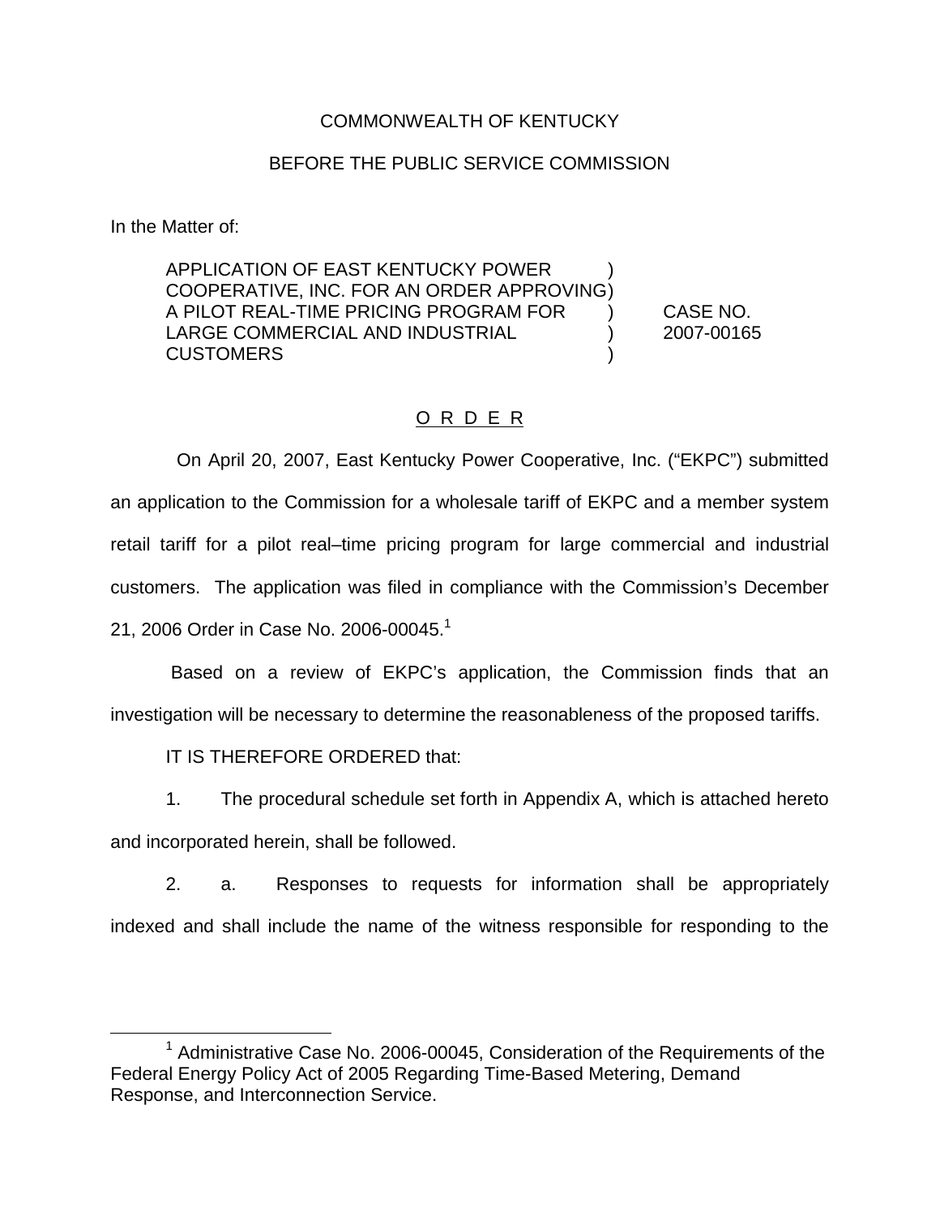COMMONWEALTH OF KENTUCKY

BEFORE THE PUBLIC SERVICE COMMISSION

In the Matter of:

| | | |
|---|---|---|
| APPLICATION OF EAST KENTUCKY POWER COOPERATIVE, INC. FOR AN ORDER APPROVING A PILOT REAL-TIME PRICING PROGRAM FOR LARGE COMMERCIAL AND INDUSTRIAL CUSTOMERS | ) ) ) ) ) | CASE NO. 2007-00165 |

O R D E R

On April 20, 2007, East Kentucky Power Cooperative, Inc. ("EKPC") submitted an application to the Commission for a wholesale tariff of EKPC and a member system retail tariff for a pilot real–time pricing program for large commercial and industrial customers. The application was filed in compliance with the Commission's December 21, 2006 Order in Case No. 2006-00045.[1]

Based on a review of EKPC's application, the Commission finds that an investigation will be necessary to determine the reasonableness of the proposed tariffs.

IT IS THEREFORE ORDERED that:

1. The procedural schedule set forth in Appendix A, which is attached hereto and incorporated herein, shall be followed.

2. a. Responses to requests for information shall be appropriately indexed and shall include the name of the witness responsible for responding to the

[1] Administrative Case No. 2006-00045, Consideration of the Requirements of the Federal Energy Policy Act of 2005 Regarding Time-Based Metering, Demand Response, and Interconnection Service.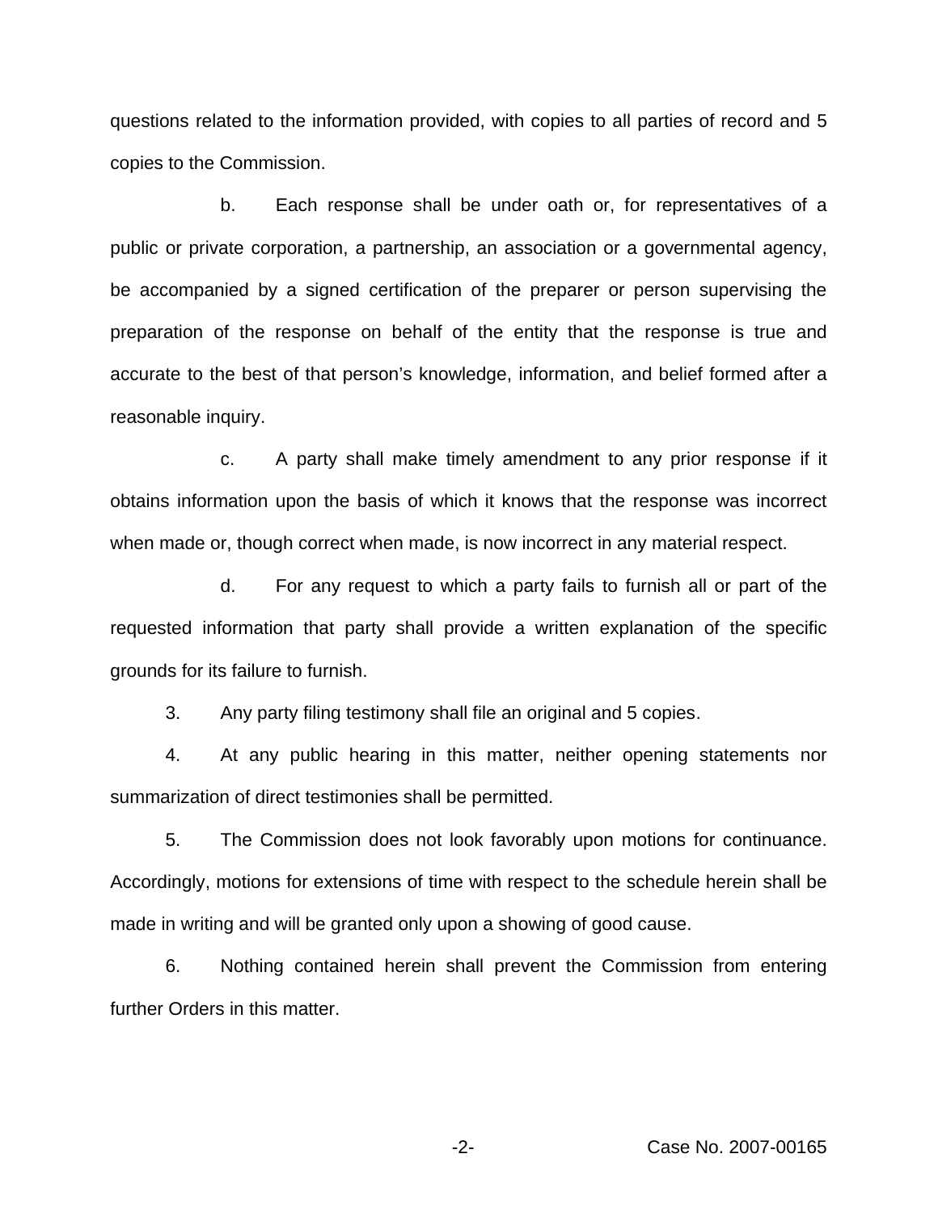questions related to the information provided, with copies to all parties of record and 5 copies to the Commission.

b. Each response shall be under oath or, for representatives of a public or private corporation, a partnership, an association or a governmental agency, be accompanied by a signed certification of the preparer or person supervising the preparation of the response on behalf of the entity that the response is true and accurate to the best of that person's knowledge, information, and belief formed after a reasonable inquiry.

c. A party shall make timely amendment to any prior response if it obtains information upon the basis of which it knows that the response was incorrect when made or, though correct when made, is now incorrect in any material respect.

d. For any request to which a party fails to furnish all or part of the requested information that party shall provide a written explanation of the specific grounds for its failure to furnish.

3. Any party filing testimony shall file an original and 5 copies.

4. At any public hearing in this matter, neither opening statements nor summarization of direct testimonies shall be permitted.

5. The Commission does not look favorably upon motions for continuance. Accordingly, motions for extensions of time with respect to the schedule herein shall be made in writing and will be granted only upon a showing of good cause.

6. Nothing contained herein shall prevent the Commission from entering further Orders in this matter.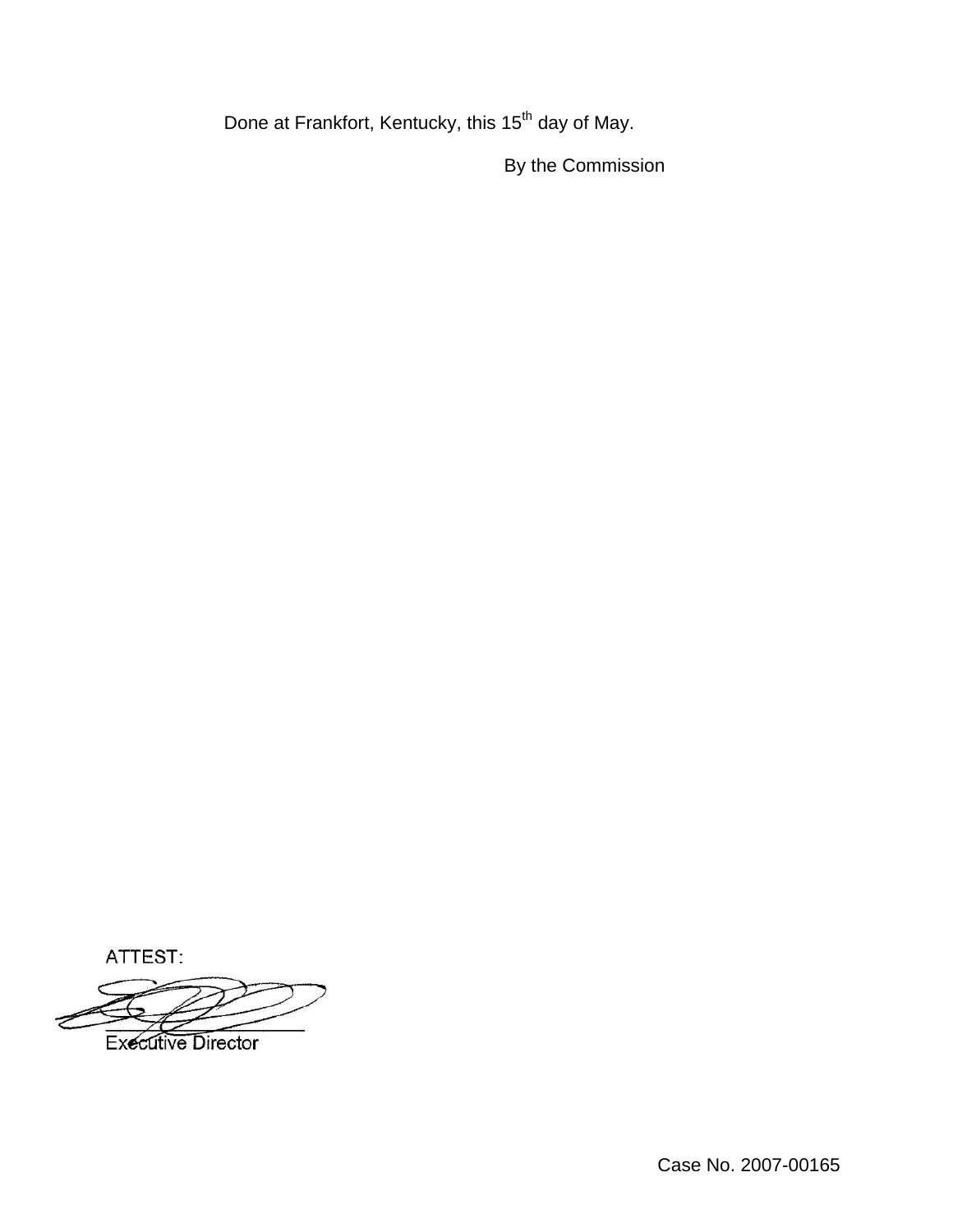Done at Frankfort, Kentucky, this 15th day of May.

By the Commission

ATTEST:

Executive Director

Case No. 2007-00165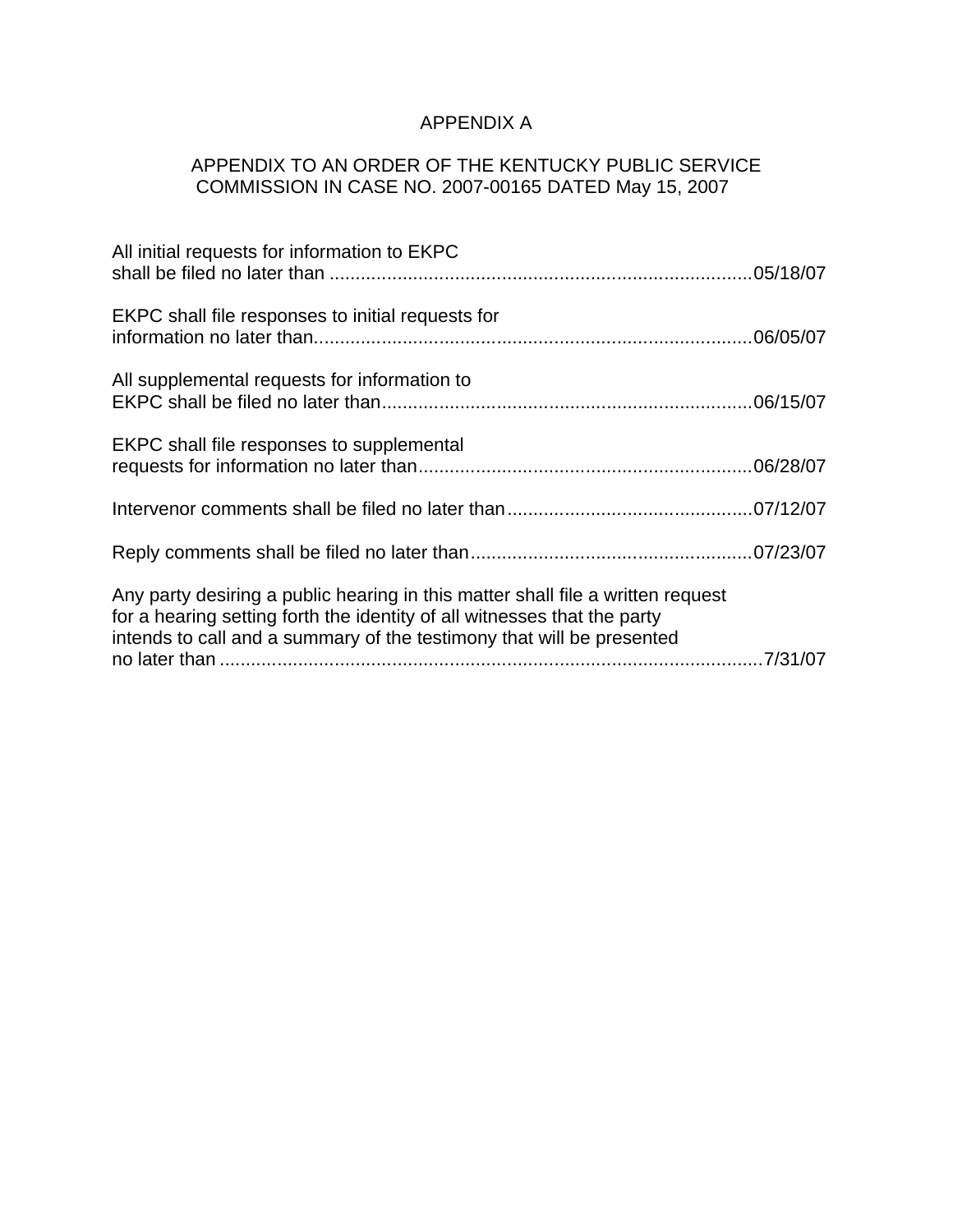# APPENDIX A

## APPENDIX TO AN ORDER OF THE KENTUCKY PUBLIC SERVICE COMMISSION IN CASE NO. 2007-00165 DATED May 15, 2007

All initial requests for information to EKPC shall be filed no later than ................................................................................05/18/07

EKPC shall file responses to initial requests for information no later than....................................................................................06/05/07

All supplemental requests for information to EKPC shall be filed no later than......................................................................06/15/07

EKPC shall file responses to supplemental requests for information no later than................................................................06/28/07

Intervenor comments shall be filed no later than...............................................07/12/07

Reply comments shall be filed no later than......................................................07/23/07

Any party desiring a public hearing in this matter shall file a written request for a hearing setting forth the identity of all witnesses that the party intends to call and a summary of the testimony that will be presented no later than .........................................................................................................7/31/07